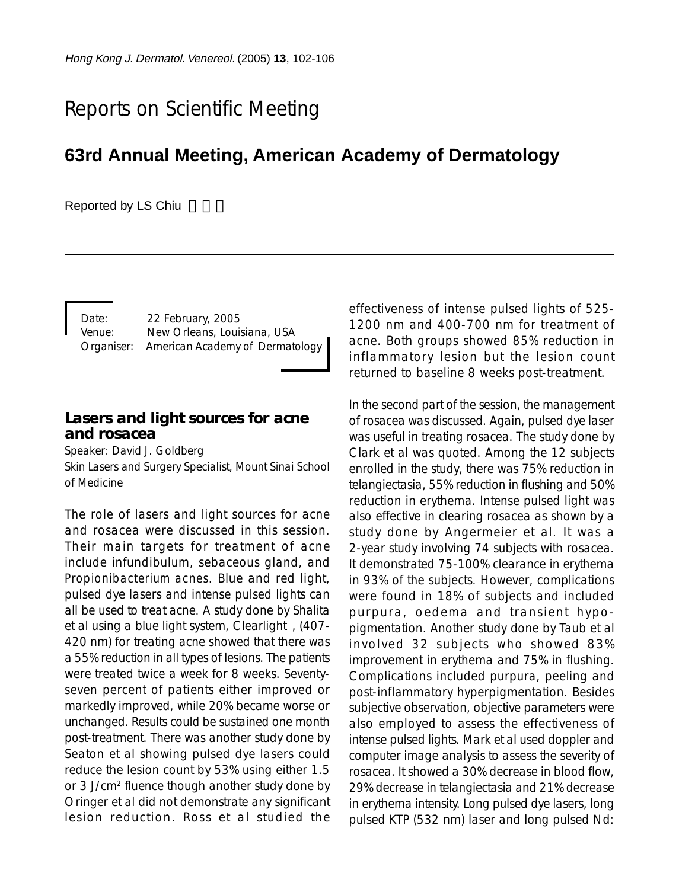# Reports on Scientific Meeting

## 63rd Annual Meeting, American Academy of Dermatology

Reported by LS Chiu

Date: 22 February, 2005
Venue: New Orleans, Louisiana, USA
Organiser: American Academy of Dermatology

### Lasers and light sources for acne and rosacea

Speaker: David J. Goldberg
Skin Lasers and Surgery Specialist, Mount Sinai School of Medicine

The role of lasers and light sources for acne and rosacea were discussed in this session. Their main targets for treatment of acne include infundibulum, sebaceous gland, and *Propionibacterium acnes*. Blue and red light, pulsed dye lasers and intense pulsed lights can all be used to treat acne. A study done by Shalita et al using a blue light system, Clearlight , (407-420 nm) for treating acne showed that there was a 55% reduction in all types of lesions. The patients were treated twice a week for 8 weeks. Seventy-seven percent of patients either improved or markedly improved, while 20% became worse or unchanged. Results could be sustained one month post-treatment. There was another study done by Seaton et al showing pulsed dye lasers could reduce the lesion count by 53% using either 1.5 or 3 J/cm$^2$ fluence though another study done by Oringer et al did not demonstrate any significant lesion reduction. Ross et al studied the effectiveness of intense pulsed lights of 525-1200 nm and 400-700 nm for treatment of acne. Both groups showed 85% reduction in inflammatory lesion but the lesion count returned to baseline 8 weeks post-treatment.

In the second part of the session, the management of rosacea was discussed. Again, pulsed dye laser was useful in treating rosacea. The study done by Clark et al was quoted. Among the 12 subjects enrolled in the study, there was 75% reduction in telangiectasia, 55% reduction in flushing and 50% reduction in erythema. Intense pulsed light was also effective in clearing rosacea as shown by a study done by Angermeier et al. It was a 2-year study involving 74 subjects with rosacea. It demonstrated 75-100% clearance in erythema in 93% of the subjects. However, complications were found in 18% of subjects and included purpura, oedema and transient hypo-pigmentation. Another study done by Taub et al involved 32 subjects who showed 83% improvement in erythema and 75% in flushing. Complications included purpura, peeling and post-inflammatory hyperpigmentation. Besides subjective observation, objective parameters were also employed to assess the effectiveness of intense pulsed lights. Mark et al used doppler and computer image analysis to assess the severity of rosacea. It showed a 30% decrease in blood flow, 29% decrease in telangiectasia and 21% decrease in erythema intensity. Long pulsed dye lasers, long pulsed KTP (532 nm) laser and long pulsed Nd: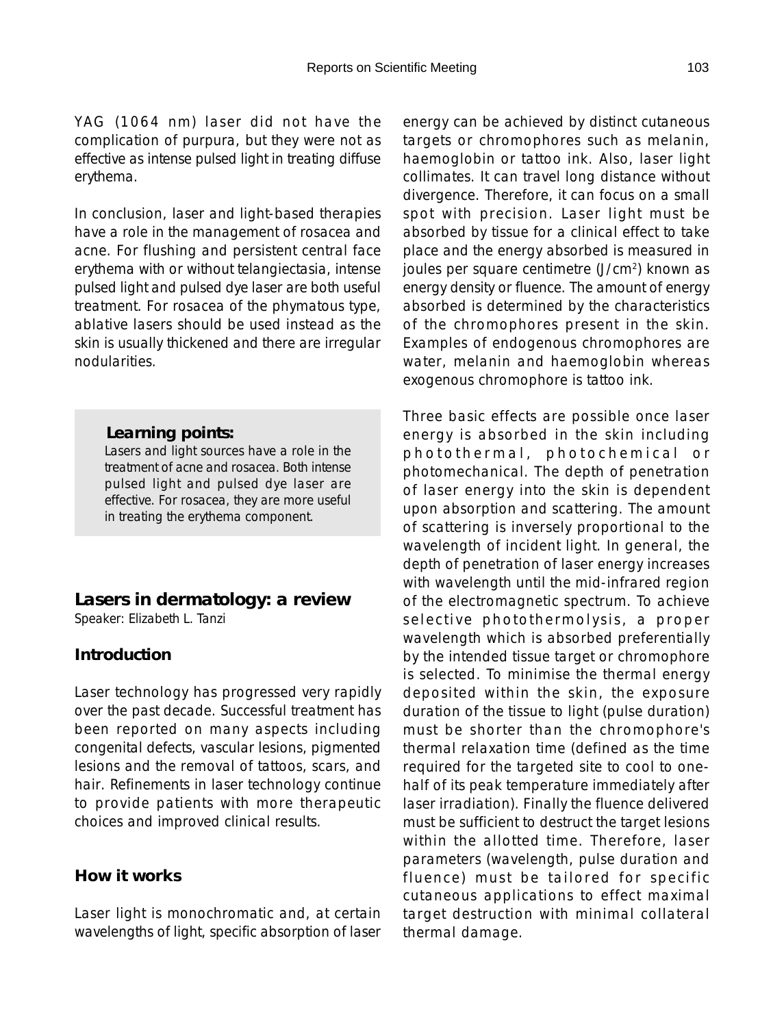YAG (1064 nm) laser did not have the complication of purpura, but they were not as effective as intense pulsed light in treating diffuse erythema.

In conclusion, laser and light-based therapies have a role in the management of rosacea and acne. For flushing and persistent central face erythema with or without telangiectasia, intense pulsed light and pulsed dye laser are both useful treatment. For rosacea of the phymatous type, ablative lasers should be used instead as the skin is usually thickened and there are irregular nodularities.

> **Learning points:**
> Lasers and light sources have a role in the treatment of acne and rosacea. Both intense pulsed light and pulsed dye laser are effective. For rosacea, they are more useful in treating the erythema component.

## Lasers in dermatology: a review

Speaker: Elizabeth L. Tanzi

### Introduction

Laser technology has progressed very rapidly over the past decade. Successful treatment has been reported on many aspects including congenital defects, vascular lesions, pigmented lesions and the removal of tattoos, scars, and hair. Refinements in laser technology continue to provide patients with more therapeutic choices and improved clinical results.

### How it works

Laser light is monochromatic and, at certain wavelengths of light, specific absorption of laser energy can be achieved by distinct cutaneous targets or chromophores such as melanin, haemoglobin or tattoo ink. Also, laser light collimates. It can travel long distance without divergence. Therefore, it can focus on a small spot with precision. Laser light must be absorbed by tissue for a clinical effect to take place and the energy absorbed is measured in joules per square centimetre ($J/cm^2$) known as energy density or fluence. The amount of energy absorbed is determined by the characteristics of the chromophores present in the skin. Examples of endogenous chromophores are water, melanin and haemoglobin whereas exogenous chromophore is tattoo ink.

Three basic effects are possible once laser energy is absorbed in the skin including photothermal, photochemical or photomechanical. The depth of penetration of laser energy into the skin is dependent upon absorption and scattering. The amount of scattering is inversely proportional to the wavelength of incident light. In general, the depth of penetration of laser energy increases with wavelength until the mid-infrared region of the electromagnetic spectrum. To achieve selective photothermolysis, a proper wavelength which is absorbed preferentially by the intended tissue target or chromophore is selected. To minimise the thermal energy deposited within the skin, the exposure duration of the tissue to light (pulse duration) must be shorter than the chromophore's thermal relaxation time (defined as the time required for the targeted site to cool to one-half of its peak temperature immediately after laser irradiation). Finally the fluence delivered must be sufficient to destruct the target lesions within the allotted time. Therefore, laser parameters (wavelength, pulse duration and fluence) must be tailored for specific cutaneous applications to effect maximal target destruction with minimal collateral thermal damage.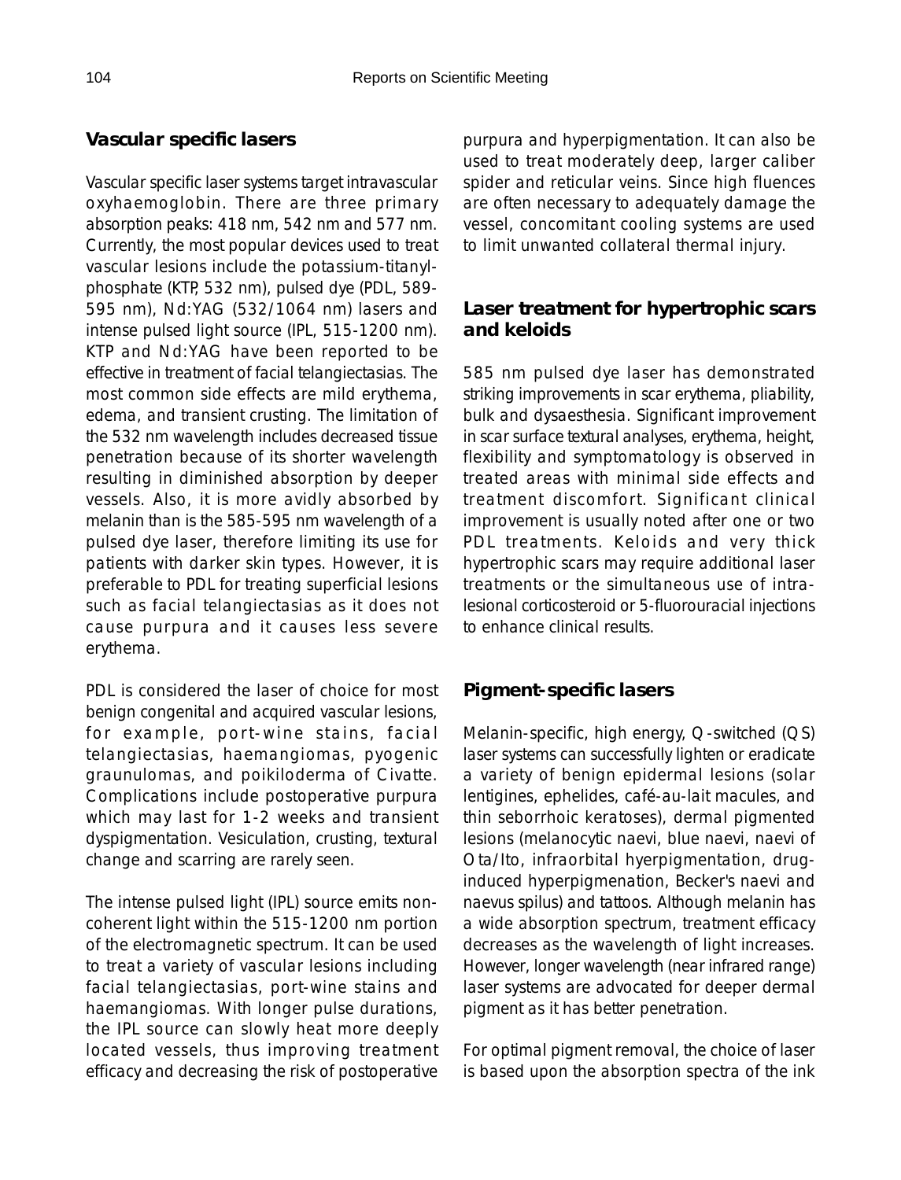## Vascular specific lasers

Vascular specific laser systems target intravascular oxyhaemoglobin. There are three primary absorption peaks: 418 nm, 542 nm and 577 nm. Currently, the most popular devices used to treat vascular lesions include the potassium-titanyl-phosphate (KTP, 532 nm), pulsed dye (PDL, 589-595 nm), Nd:YAG (532/1064 nm) lasers and intense pulsed light source (IPL, 515-1200 nm). KTP and Nd:YAG have been reported to be effective in treatment of facial telangiectasias. The most common side effects are mild erythema, edema, and transient crusting. The limitation of the 532 nm wavelength includes decreased tissue penetration because of its shorter wavelength resulting in diminished absorption by deeper vessels. Also, it is more avidly absorbed by melanin than is the 585-595 nm wavelength of a pulsed dye laser, therefore limiting its use for patients with darker skin types. However, it is preferable to PDL for treating superficial lesions such as facial telangiectasias as it does not cause purpura and it causes less severe erythema.

PDL is considered the laser of choice for most benign congenital and acquired vascular lesions, for example, port-wine stains, facial telangiectasias, haemangiomas, pyogenic graunulomas, and poikiloderma of Civatte. Complications include postoperative purpura which may last for 1-2 weeks and transient dyspigmentation. Vesiculation, crusting, textural change and scarring are rarely seen.

The intense pulsed light (IPL) source emits non-coherent light within the 515-1200 nm portion of the electromagnetic spectrum. It can be used to treat a variety of vascular lesions including facial telangiectasias, port-wine stains and haemangiomas. With longer pulse durations, the IPL source can slowly heat more deeply located vessels, thus improving treatment efficacy and decreasing the risk of postoperative purpura and hyperpigmentation. It can also be used to treat moderately deep, larger caliber spider and reticular veins. Since high fluences are often necessary to adequately damage the vessel, concomitant cooling systems are used to limit unwanted collateral thermal injury.

## Laser treatment for hypertrophic scars and keloids

585 nm pulsed dye laser has demonstrated striking improvements in scar erythema, pliability, bulk and dysaesthesia. Significant improvement in scar surface textural analyses, erythema, height, flexibility and symptomatology is observed in treated areas with minimal side effects and treatment discomfort. Significant clinical improvement is usually noted after one or two PDL treatments. Keloids and very thick hypertrophic scars may require additional laser treatments or the simultaneous use of intra-lesional corticosteroid or 5-fluorouracial injections to enhance clinical results.

## Pigment-specific lasers

Melanin-specific, high energy, Q-switched (QS) laser systems can successfully lighten or eradicate a variety of benign epidermal lesions (solar lentigines, ephelides, café-au-lait macules, and thin seborrhoic keratoses), dermal pigmented lesions (melanocytic naevi, blue naevi, naevi of Ota/Ito, infraorbital hyerpigmentation, drug-induced hyperpigmenation, Becker's naevi and naevus spilus) and tattoos. Although melanin has a wide absorption spectrum, treatment efficacy decreases as the wavelength of light increases. However, longer wavelength (near infrared range) laser systems are advocated for deeper dermal pigment as it has better penetration.

For optimal pigment removal, the choice of laser is based upon the absorption spectra of the ink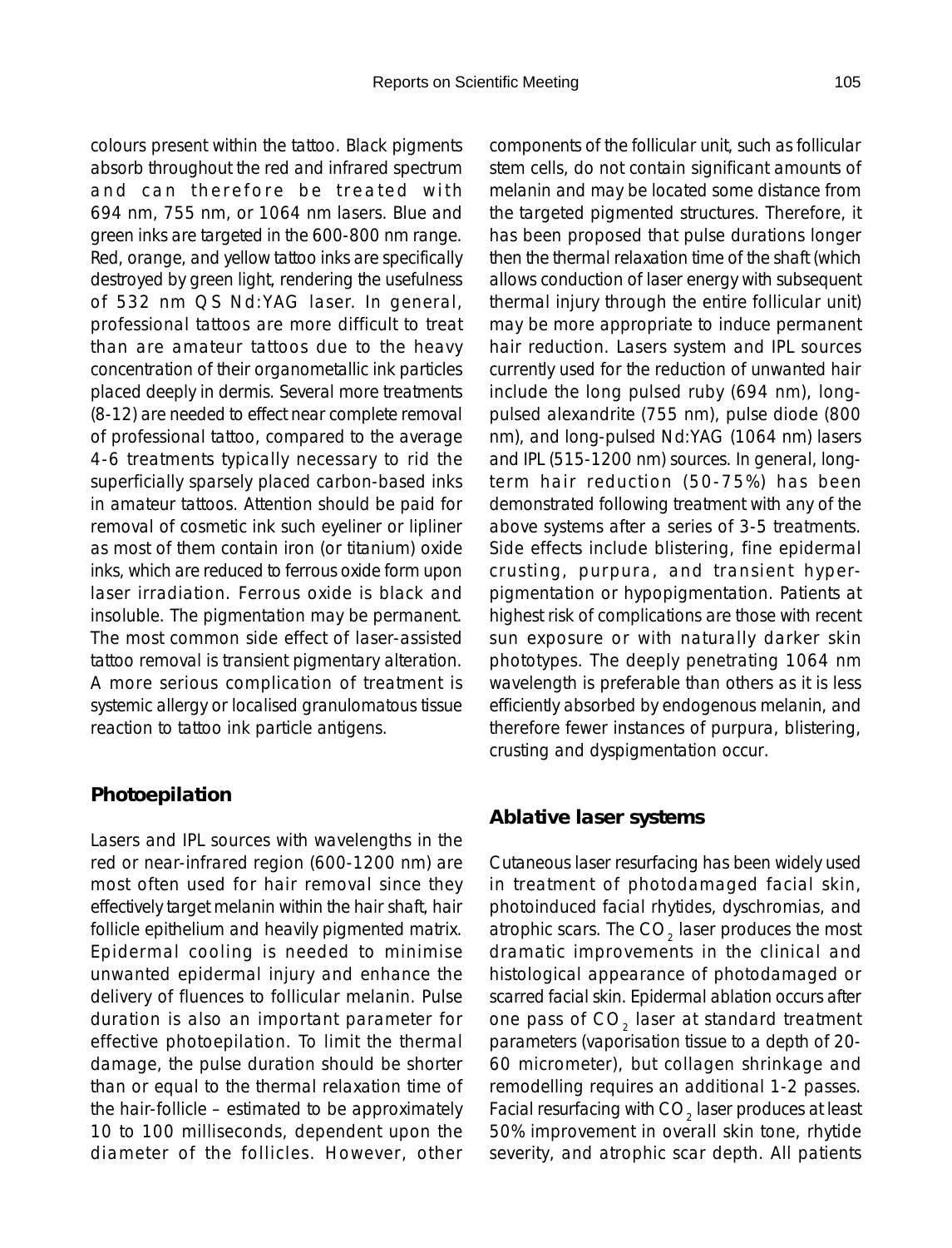colours present within the tattoo. Black pigments absorb throughout the red and infrared spectrum and can therefore be treated with 694 nm, 755 nm, or 1064 nm lasers. Blue and green inks are targeted in the 600-800 nm range. Red, orange, and yellow tattoo inks are specifically destroyed by green light, rendering the usefulness of 532 nm QS Nd:YAG laser. In general, professional tattoos are more difficult to treat than are amateur tattoos due to the heavy concentration of their organometallic ink particles placed deeply in dermis. Several more treatments (8-12) are needed to effect near complete removal of professional tattoo, compared to the average 4-6 treatments typically necessary to rid the superficially sparsely placed carbon-based inks in amateur tattoos. Attention should be paid for removal of cosmetic ink such eyeliner or lipliner as most of them contain iron (or titanium) oxide inks, which are reduced to ferrous oxide form upon laser irradiation. Ferrous oxide is black and insoluble. The pigmentation may be permanent. The most common side effect of laser-assisted tattoo removal is transient pigmentary alteration. A more serious complication of treatment is systemic allergy or localised granulomatous tissue reaction to tattoo ink particle antigens.

## Photoepilation

Lasers and IPL sources with wavelengths in the red or near-infrared region (600-1200 nm) are most often used for hair removal since they effectively target melanin within the hair shaft, hair follicle epithelium and heavily pigmented matrix. Epidermal cooling is needed to minimise unwanted epidermal injury and enhance the delivery of fluences to follicular melanin. Pulse duration is also an important parameter for effective photoepilation. To limit the thermal damage, the pulse duration should be shorter than or equal to the thermal relaxation time of the hair-follicle – estimated to be approximately 10 to 100 milliseconds, dependent upon the diameter of the follicles. However, other components of the follicular unit, such as follicular stem cells, do not contain significant amounts of melanin and may be located some distance from the targeted pigmented structures. Therefore, it has been proposed that pulse durations longer then the thermal relaxation time of the shaft (which allows conduction of laser energy with subsequent thermal injury through the entire follicular unit) may be more appropriate to induce permanent hair reduction. Lasers system and IPL sources currently used for the reduction of unwanted hair include the long pulsed ruby (694 nm), long-pulsed alexandrite (755 nm), pulse diode (800 nm), and long-pulsed Nd:YAG (1064 nm) lasers and IPL (515-1200 nm) sources. In general, long-term hair reduction (50-75%) has been demonstrated following treatment with any of the above systems after a series of 3-5 treatments. Side effects include blistering, fine epidermal crusting, purpura, and transient hyper-pigmentation or hypopigmentation. Patients at highest risk of complications are those with recent sun exposure or with naturally darker skin phototypes. The deeply penetrating 1064 nm wavelength is preferable than others as it is less efficiently absorbed by endogenous melanin, and therefore fewer instances of purpura, blistering, crusting and dyspigmentation occur.

## Ablative laser systems

Cutaneous laser resurfacing has been widely used in treatment of photodamaged facial skin, photoinduced facial rhytides, dyschromias, and atrophic scars. The $CO_2$ laser produces the most dramatic improvements in the clinical and histological appearance of photodamaged or scarred facial skin. Epidermal ablation occurs after one pass of $CO_2$ laser at standard treatment parameters (vaporisation tissue to a depth of 20-60 micrometer), but collagen shrinkage and remodelling requires an additional 1-2 passes. Facial resurfacing with $CO_2$ laser produces at least 50% improvement in overall skin tone, rhytide severity, and atrophic scar depth. All patients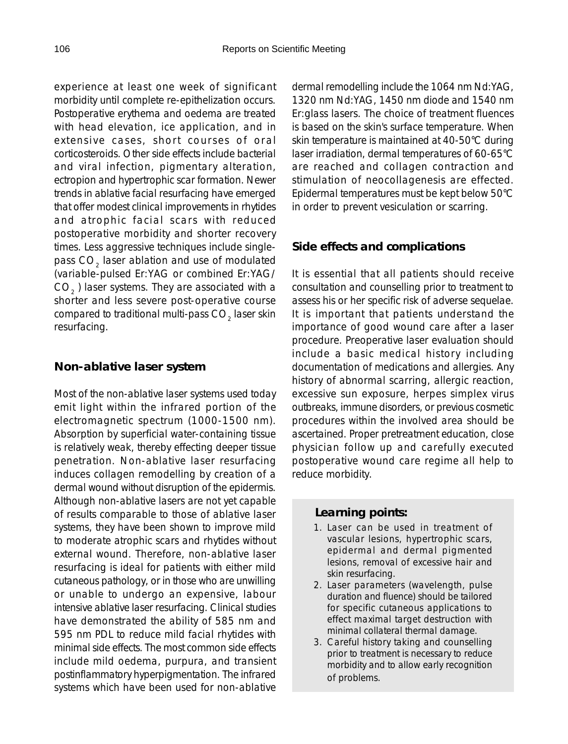experience at least one week of significant morbidity until complete re-epithelization occurs. Postoperative erythema and oedema are treated with head elevation, ice application, and in extensive cases, short courses of oral corticosteroids. Other side effects include bacterial and viral infection, pigmentary alteration, ectropion and hypertrophic scar formation. Newer trends in ablative facial resurfacing have emerged that offer modest clinical improvements in rhytides and atrophic facial scars with reduced postoperative morbidity and shorter recovery times. Less aggressive techniques include single-pass $CO_2$ laser ablation and use of modulated (variable-pulsed Er:YAG or combined Er:YAG/$CO_2$) laser systems. They are associated with a shorter and less severe post-operative course compared to traditional multi-pass $CO_2$ laser skin resurfacing.

## Non-ablative laser system

Most of the non-ablative laser systems used today emit light within the infrared portion of the electromagnetic spectrum (1000-1500 nm). Absorption by superficial water-containing tissue is relatively weak, thereby effecting deeper tissue penetration. Non-ablative laser resurfacing induces collagen remodelling by creation of a dermal wound without disruption of the epidermis. Although non-ablative lasers are not yet capable of results comparable to those of ablative laser systems, they have been shown to improve mild to moderate atrophic scars and rhytides without external wound. Therefore, non-ablative laser resurfacing is ideal for patients with either mild cutaneous pathology, or in those who are unwilling or unable to undergo an expensive, labour intensive ablative laser resurfacing. Clinical studies have demonstrated the ability of 585 nm and 595 nm PDL to reduce mild facial rhytides with minimal side effects. The most common side effects include mild oedema, purpura, and transient postinflammatory hyperpigmentation. The infrared systems which have been used for non-ablative dermal remodelling include the 1064 nm Nd:YAG, 1320 nm Nd:YAG, 1450 nm diode and 1540 nm Er:glass lasers. The choice of treatment fluences is based on the skin's surface temperature. When skin temperature is maintained at 40-50℃ during laser irradiation, dermal temperatures of 60-65℃ are reached and collagen contraction and stimulation of neocollagenesis are effected. Epidermal temperatures must be kept below 50℃ in order to prevent vesiculation or scarring.

## Side effects and complications

It is essential that all patients should receive consultation and counselling prior to treatment to assess his or her specific risk of adverse sequelae. It is important that patients understand the importance of good wound care after a laser procedure. Preoperative laser evaluation should include a basic medical history including documentation of medications and allergies. Any history of abnormal scarring, allergic reaction, excessive sun exposure, herpes simplex virus outbreaks, immune disorders, or previous cosmetic procedures within the involved area should be ascertained. Proper pretreatment education, close physician follow up and carefully executed postoperative wound care regime all help to reduce morbidity.

**Learning points:**

1. Laser can be used in treatment of vascular lesions, hypertrophic scars, epidermal and dermal pigmented lesions, removal of excessive hair and skin resurfacing.
2. Laser parameters (wavelength, pulse duration and fluence) should be tailored for specific cutaneous applications to effect maximal target destruction with minimal collateral thermal damage.
3. Careful history taking and counselling prior to treatment is necessary to reduce morbidity and to allow early recognition of problems.